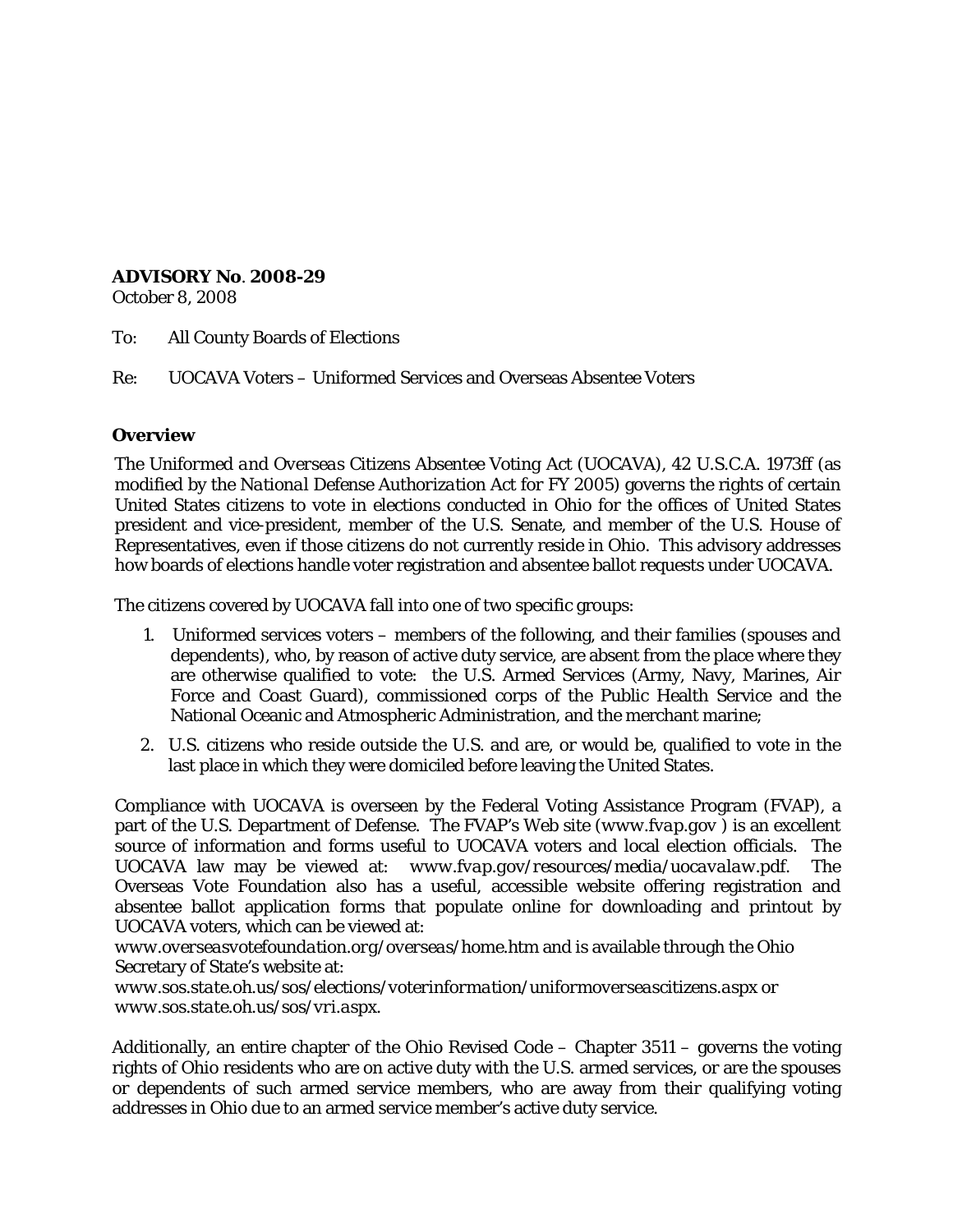**ADVISORY No. 2008-29**
October 8, 2008

To: All County Boards of Elections

Re: UOCAVA Voters – Uniformed Services and Overseas Absentee Voters

### Overview

The *Uniformed and Overseas Citizens Absentee Voting Act* (UOCAVA), 42 U.S.C.A. 1973ff (as modified by the *National Defense Authorization Act for FY 2005*) governs the rights of certain United States citizens to vote in elections conducted in Ohio for the offices of United States president and vice-president, member of the U.S. Senate, and member of the U.S. House of Representatives, even if those citizens do not currently reside in Ohio. This advisory addresses how boards of elections handle voter registration and absentee ballot requests under UOCAVA.

The citizens covered by UOCAVA fall into one of two specific groups:

1. Uniformed services voters – members of the following, and their families (spouses and dependents), who, by reason of active duty service, are absent from the place where they are otherwise qualified to vote: the U.S. Armed Services (Army, Navy, Marines, Air Force and Coast Guard), commissioned corps of the Public Health Service and the National Oceanic and Atmospheric Administration, and the merchant marine;
2. U.S. citizens who reside outside the U.S. and are, or would be, qualified to vote in the last place in which they were domiciled before leaving the United States.

Compliance with UOCAVA is overseen by the Federal Voting Assistance Program (FVAP), a part of the U.S. Department of Defense. The FVAP's Web site (*www.fvap.gov* ) is an excellent source of information and forms useful to UOCAVA voters and local election officials. The UOCAVA law may be viewed at: *www.fvap.gov/resources/media/uocavalaw.pdf*. The Overseas Vote Foundation also has a useful, accessible website offering registration and absentee ballot application forms that populate online for downloading and printout by UOCAVA voters, which can be viewed at:
*www.overseasvotefoundation.org/overseas/home.htm* and is available through the Ohio Secretary of State's website at:
*www.sos.state.oh.us/sos/elections/voterinformation/uniformoverseascitizens.aspx* or *www.sos.state.oh.us/sos/vri.aspx*.

Additionally, an entire chapter of the Ohio Revised Code – Chapter 3511 – governs the voting rights of Ohio residents who are on active duty with the U.S. armed services, or are the spouses or dependents of such armed service members, who are away from their qualifying voting addresses in Ohio due to an armed service member's active duty service.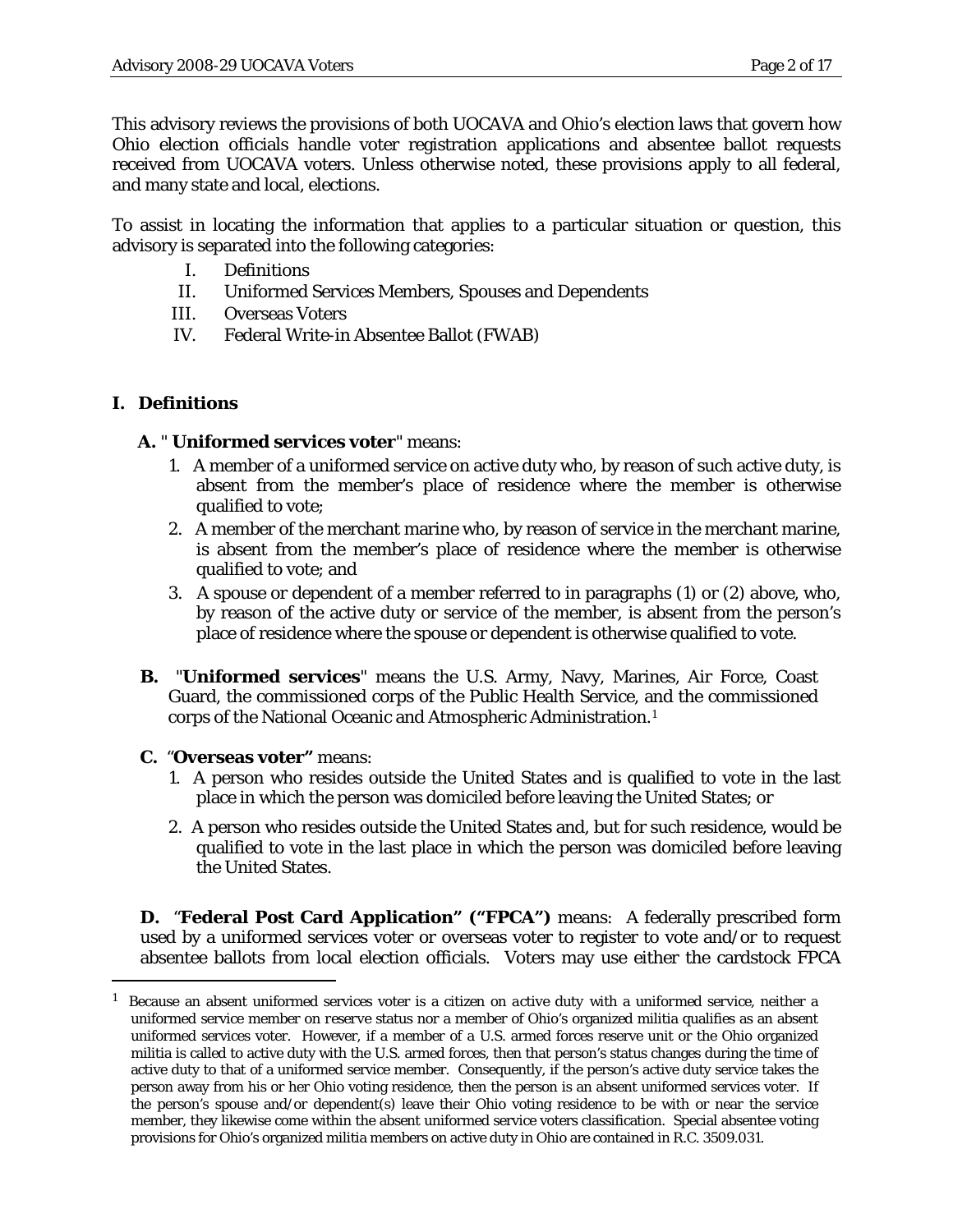This advisory reviews the provisions of both UOCAVA and Ohio's election laws that govern how Ohio election officials handle voter registration applications and absentee ballot requests received from UOCAVA voters. Unless otherwise noted, these provisions apply to all federal, and many state and local, elections.

To assist in locating the information that applies to a particular situation or question, this advisory is separated into the following categories:

- I. Definitions
- II. Uniformed Services Members, Spouses and Dependents
- III. Overseas Voters
- IV. Federal Write-in Absentee Ballot (FWAB)

## I. Definitions

**A.** "**Uniformed services voter**" means:

1. A member of a uniformed service on active duty who, by reason of such active duty, is absent from the member's place of residence where the member is otherwise qualified to vote;
2. A member of the merchant marine who, by reason of service in the merchant marine, is absent from the member's place of residence where the member is otherwise qualified to vote; and
3. A spouse or dependent of a member referred to in paragraphs (1) or (2) above, who, by reason of the active duty or service of the member, is absent from the person's place of residence where the spouse or dependent is otherwise qualified to vote.

**B.** "**Uniformed services**" means the U.S. Army, Navy, Marines, Air Force, Coast Guard, the commissioned corps of the Public Health Service, and the commissioned corps of the National Oceanic and Atmospheric Administration.[1]

**C.** "**Overseas voter"** means:

1. A person who resides outside the United States and is qualified to vote in the last place in which the person was domiciled before leaving the United States; or
2. A person who resides outside the United States and, but for such residence, would be qualified to vote in the last place in which the person was domiciled before leaving the United States.

**D.** "**Federal Post Card Application" ("FPCA")** means: A federally prescribed form used by a uniformed services voter or overseas voter to register to vote and/or to request absentee ballots from local election officials. Voters may use either the cardstock FPCA

---

[1] Because an absent uniformed services voter is a citizen on active duty with a uniformed service, neither a uniformed service member on reserve status nor a member of Ohio's organized militia qualifies as an absent uniformed services voter. However, if a member of a U.S. armed forces reserve unit or the Ohio organized militia is called to active duty with the U.S. armed forces, then that person's status changes during the time of active duty to that of a uniformed service member. Consequently, if the person's active duty service takes the person away from his or her Ohio voting residence, then the person is an absent uniformed services voter. If the person's spouse and/or dependent(s) leave their Ohio voting residence to be with or near the service member, they likewise come within the absent uniformed service voters classification. Special absentee voting provisions for Ohio's organized militia members on active duty in Ohio are contained in R.C. 3509.031.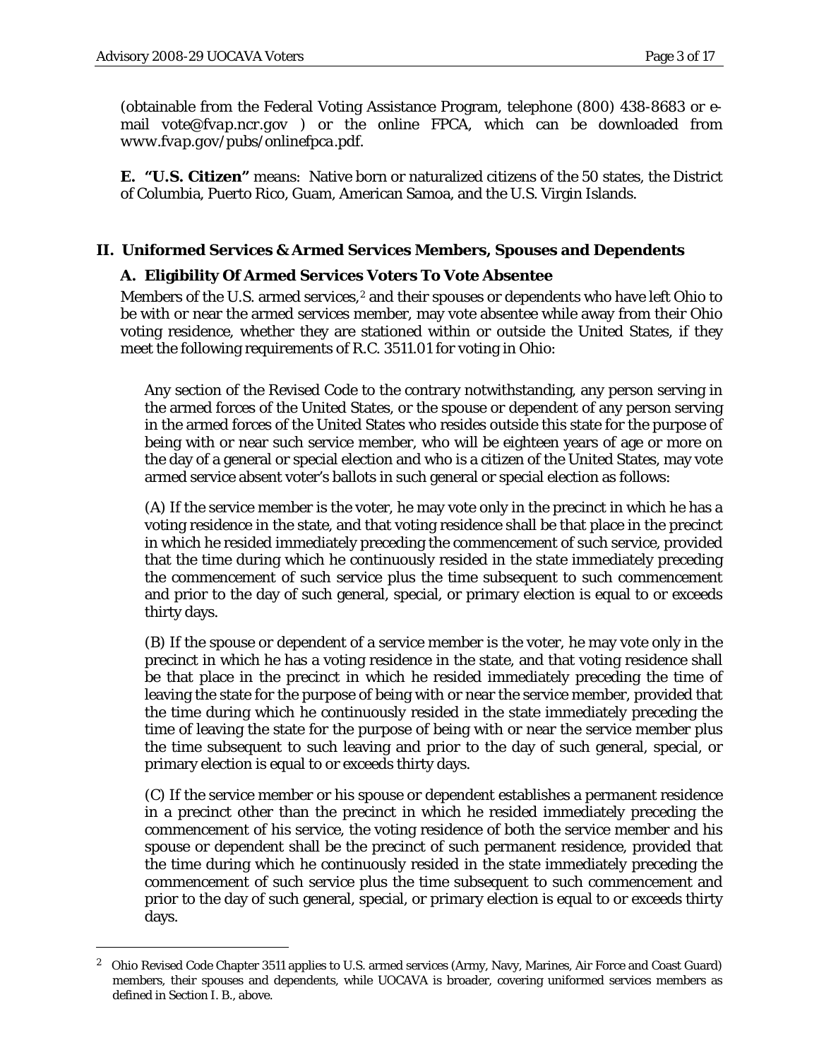(obtainable from the Federal Voting Assistance Program, telephone (800) 438-8683 or e-mail vote@fvap.ncr.gov ) or the online FPCA, which can be downloaded from *www.fvap.gov/pubs/onlinefpca.pdf.*

**E. "U.S. Citizen"** means: Native born or naturalized citizens of the 50 states, the District of Columbia, Puerto Rico, Guam, American Samoa, and the U.S. Virgin Islands.

## II. Uniformed Services & Armed Services Members, Spouses and Dependents

### A. Eligibility Of Armed Services Voters To Vote Absentee

Members of the U.S. armed services,[2] and their spouses or dependents who have left Ohio to be with or near the armed services member, may vote absentee while away from their Ohio voting residence, whether they are stationed within or outside the United States, if they meet the following requirements of R.C. 3511.01 for voting in Ohio:

> Any section of the Revised Code to the contrary notwithstanding, any person serving in the armed forces of the United States, or the spouse or dependent of any person serving in the armed forces of the United States who resides outside this state for the purpose of being with or near such service member, who will be eighteen years of age or more on the day of a general or special election and who is a citizen of the United States, may vote armed service absent voter's ballots in such general or special election as follows:
>
> (A) If the service member is the voter, he may vote only in the precinct in which he has a voting residence in the state, and that voting residence shall be that place in the precinct in which he resided immediately preceding the commencement of such service, provided that the time during which he continuously resided in the state immediately preceding the commencement of such service plus the time subsequent to such commencement and prior to the day of such general, special, or primary election is equal to or exceeds thirty days.
>
> (B) If the spouse or dependent of a service member is the voter, he may vote only in the precinct in which he has a voting residence in the state, and that voting residence shall be that place in the precinct in which he resided immediately preceding the time of leaving the state for the purpose of being with or near the service member, provided that the time during which he continuously resided in the state immediately preceding the time of leaving the state for the purpose of being with or near the service member plus the time subsequent to such leaving and prior to the day of such general, special, or primary election is equal to or exceeds thirty days.
>
> (C) If the service member or his spouse or dependent establishes a permanent residence in a precinct other than the precinct in which he resided immediately preceding the commencement of his service, the voting residence of both the service member and his spouse or dependent shall be the precinct of such permanent residence, provided that the time during which he continuously resided in the state immediately preceding the commencement of such service plus the time subsequent to such commencement and prior to the day of such general, special, or primary election is equal to or exceeds thirty days.

---

[2] Ohio Revised Code Chapter 3511 applies to U.S. armed services (Army, Navy, Marines, Air Force and Coast Guard) members, their spouses and dependents, while UOCAVA is broader, covering uniformed services members as defined in Section I. B., above.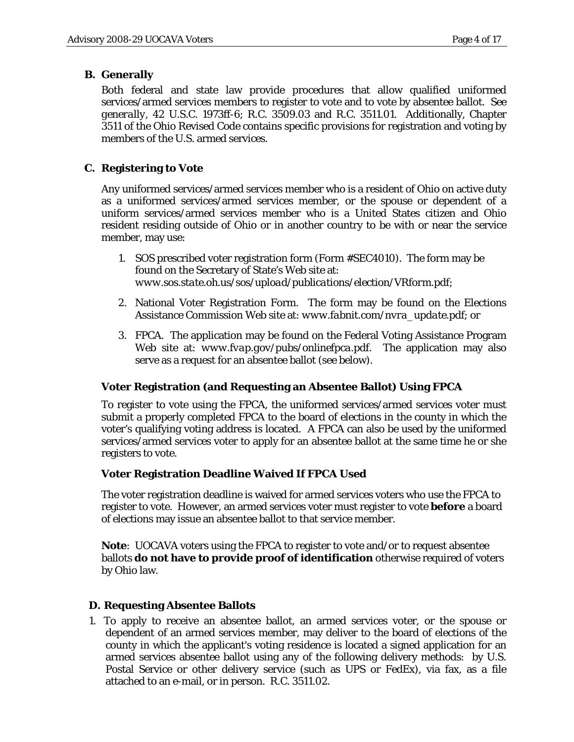**B. Generally**

Both federal and state law provide procedures that allow qualified uniformed services/armed services members to register to vote and to vote by absentee ballot. *See generally*, 42 U.S.C. 1973ff-6; R.C. 3509.03 and R.C. 3511.01. Additionally, Chapter 3511 of the Ohio Revised Code contains specific provisions for registration and voting by members of the U.S. armed services.

**C. Registering to Vote**

Any uniformed services/armed services member who is a resident of Ohio on active duty as a uniformed services/armed services member, or the spouse or dependent of a uniform services/armed services member who is a United States citizen and Ohio resident residing outside of Ohio or in another country to be with or near the service member, may use:

1. SOS prescribed voter registration form (Form #SEC4010). The form may be found on the Secretary of State's Web site at: *www.sos.state.oh.us/sos/upload/publications/election/VRform.pdf*;

2. National Voter Registration Form. The form may be found on the Elections Assistance Commission Web site at: *www.fabnit.com/nvra_update.pdf*; or

3. FPCA. The application may be found on the Federal Voting Assistance Program Web site at: *www.fvap.gov/pubs/onlinefpca.pdf*. The application may also serve as a request for an absentee ballot (see below).

**Voter Registration (and Requesting an Absentee Ballot) Using FPCA**

To register to vote using the FPCA, the uniformed services/armed services voter must submit a properly completed FPCA to the board of elections in the county in which the voter's qualifying voting address is located. A FPCA can also be used by the uniformed services/armed services voter to apply for an absentee ballot at the same time he or she registers to vote.

**Voter Registration Deadline Waived If FPCA Used**

The voter registration deadline is waived for armed services voters who use the FPCA to register to vote. However, an armed services voter must register to vote **before** a board of elections may issue an absentee ballot to that service member.

**Note**: UOCAVA voters using the FPCA to register to vote and/or to request absentee ballots **do not have to provide proof of identification** otherwise required of voters by Ohio law.

**D. Requesting Absentee Ballots**

1. To apply to receive an absentee ballot, an armed services voter, or the spouse or dependent of an armed services member, may deliver to the board of elections of the county in which the applicant's voting residence is located a signed application for an armed services absentee ballot using any of the following delivery methods: by U.S. Postal Service or other delivery service (such as UPS or FedEx), via fax, as a file attached to an e-mail, or in person. R.C. 3511.02.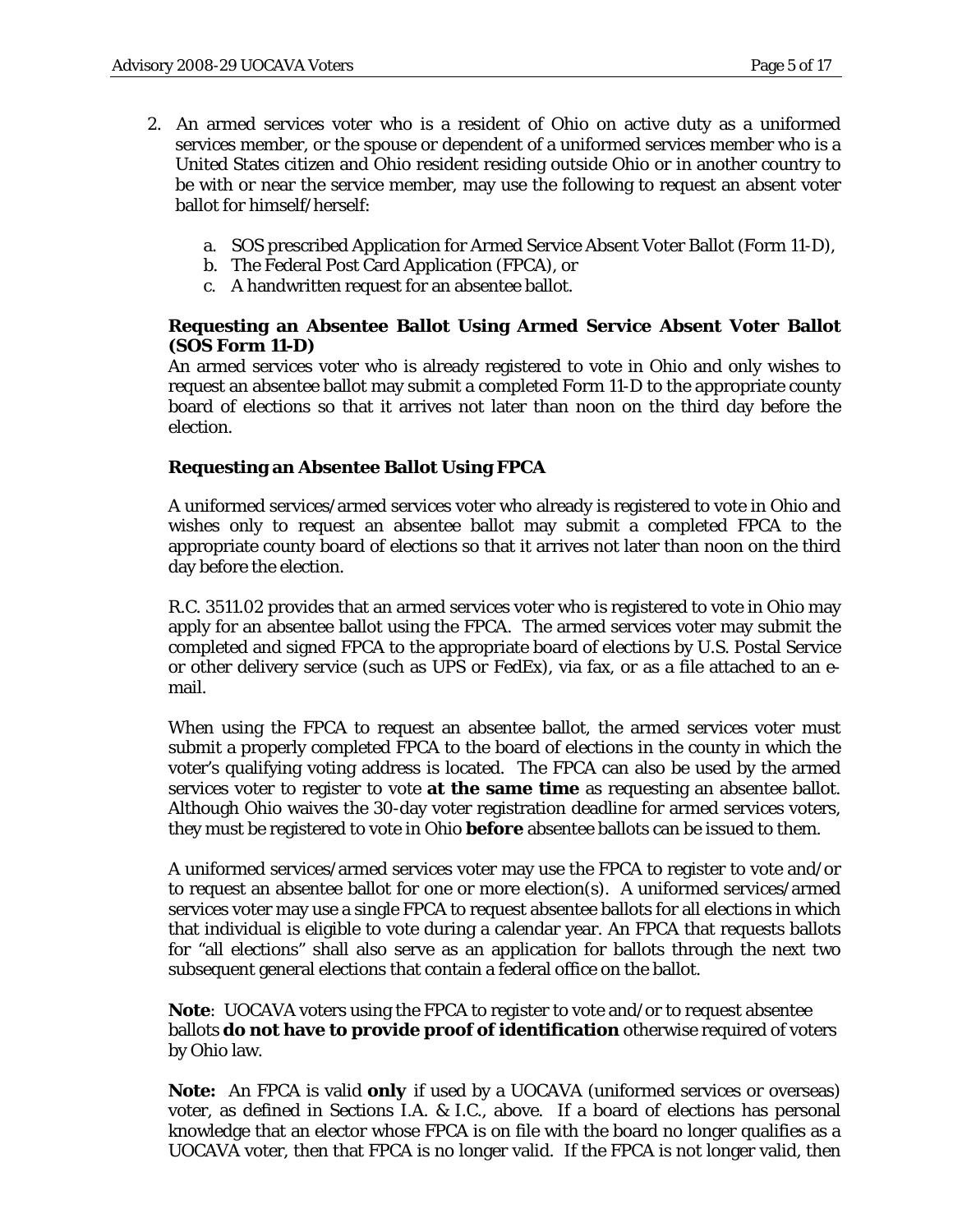2. An armed services voter who is a resident of Ohio on active duty as a uniformed services member, or the spouse or dependent of a uniformed services member who is a United States citizen and Ohio resident residing outside Ohio or in another country to be with or near the service member, may use the following to request an absent voter ballot for himself/herself:

   a. SOS prescribed Application for Armed Service Absent Voter Ballot (Form 11-D),
   b. The Federal Post Card Application (FPCA), or
   c. A handwritten request for an absentee ballot.

   **Requesting an Absentee Ballot Using Armed Service Absent Voter Ballot (SOS Form 11-D)**
   An armed services voter who is already registered to vote in Ohio and only wishes to request an absentee ballot may submit a completed Form 11-D to the appropriate county board of elections so that it arrives not later than noon on the third day before the election.

   **Requesting an Absentee Ballot Using FPCA**

   A uniformed services/armed services voter who already is registered to vote in Ohio and wishes only to request an absentee ballot may submit a completed FPCA to the appropriate county board of elections so that it arrives not later than noon on the third day before the election.

   R.C. 3511.02 provides that an armed services voter who is registered to vote in Ohio may apply for an absentee ballot using the FPCA. The armed services voter may submit the completed and signed FPCA to the appropriate board of elections by U.S. Postal Service or other delivery service (such as UPS or FedEx), via fax, or as a file attached to an e-mail.

   When using the FPCA to request an absentee ballot, the armed services voter must submit a properly completed FPCA to the board of elections in the county in which the voter's qualifying voting address is located. The FPCA can also be used by the armed services voter to register to vote **at the same time** as requesting an absentee ballot. Although Ohio waives the 30-day voter registration deadline for armed services voters, they must be registered to vote in Ohio **before** absentee ballots can be issued to them.

   A uniformed services/armed services voter may use the FPCA to register to vote and/or to request an absentee ballot for one or more election(s). A uniformed services/armed services voter may use a single FPCA to request absentee ballots for all elections in which that individual is eligible to vote during a calendar year. An FPCA that requests ballots for "all elections" shall also serve as an application for ballots through the next two subsequent general elections that contain a federal office on the ballot.

   **Note**: UOCAVA voters using the FPCA to register to vote and/or to request absentee ballots **do not have to provide proof of identification** otherwise required of voters by Ohio law.

   **Note:** An FPCA is valid **only** if used by a UOCAVA (uniformed services or overseas) voter, as defined in Sections I.A. & I.C., above. If a board of elections has personal knowledge that an elector whose FPCA is on file with the board no longer qualifies as a UOCAVA voter, then that FPCA is no longer valid. If the FPCA is not longer valid, then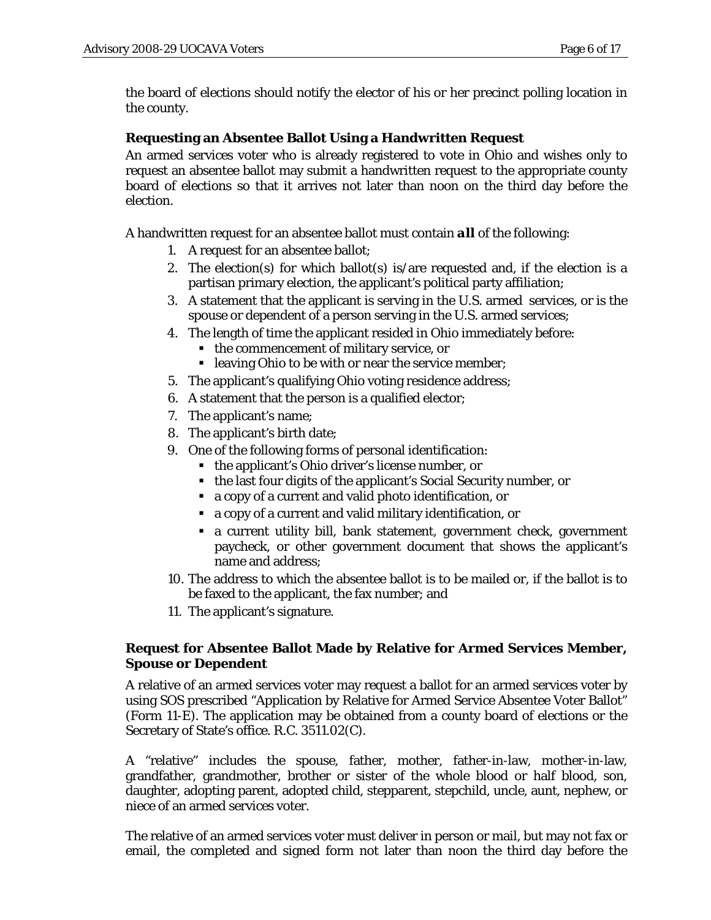the board of elections should notify the elector of his or her precinct polling location in the county.

**Requesting an Absentee Ballot Using a Handwritten Request**

An armed services voter who is already registered to vote in Ohio and wishes only to request an absentee ballot may submit a handwritten request to the appropriate county board of elections so that it arrives not later than noon on the third day before the election.

A handwritten request for an absentee ballot must contain ***all*** of the following:

1. A request for an absentee ballot;
2. The election(s) for which ballot(s) is/are requested and, if the election is a partisan primary election, the applicant's political party affiliation;
3. A statement that the applicant is serving in the U.S. armed services, or is the spouse or dependent of a person serving in the U.S. armed services;
4. The length of time the applicant resided in Ohio immediately before:
   - the commencement of military service, or
   - leaving Ohio to be with or near the service member;
5. The applicant's qualifying Ohio voting residence address;
6. A statement that the person is a qualified elector;
7. The applicant's name;
8. The applicant's birth date;
9. One of the following forms of personal identification:
   - the applicant's Ohio driver's license number, or
   - the last four digits of the applicant's Social Security number, or
   - a copy of a current and valid photo identification, or
   - a copy of a current and valid military identification, or
   - a current utility bill, bank statement, government check, government paycheck, or other government document that shows the applicant's name and address;
10. The address to which the absentee ballot is to be mailed or, if the ballot is to be faxed to the applicant, the fax number; and
11. The applicant's signature.

**Request for Absentee Ballot Made by Relative for Armed Services Member, Spouse or Dependent**

A relative of an armed services voter may request a ballot for an armed services voter by using SOS prescribed "Application by Relative for Armed Service Absentee Voter Ballot" (Form 11-E). The application may be obtained from a county board of elections or the Secretary of State's office. R.C. 3511.02(C).

A "relative" includes the spouse, father, mother, father-in-law, mother-in-law, grandfather, grandmother, brother or sister of the whole blood or half blood, son, daughter, adopting parent, adopted child, stepparent, stepchild, uncle, aunt, nephew, or niece of an armed services voter.

The relative of an armed services voter must deliver in person or mail, but may not fax or email, the completed and signed form not later than noon the third day before the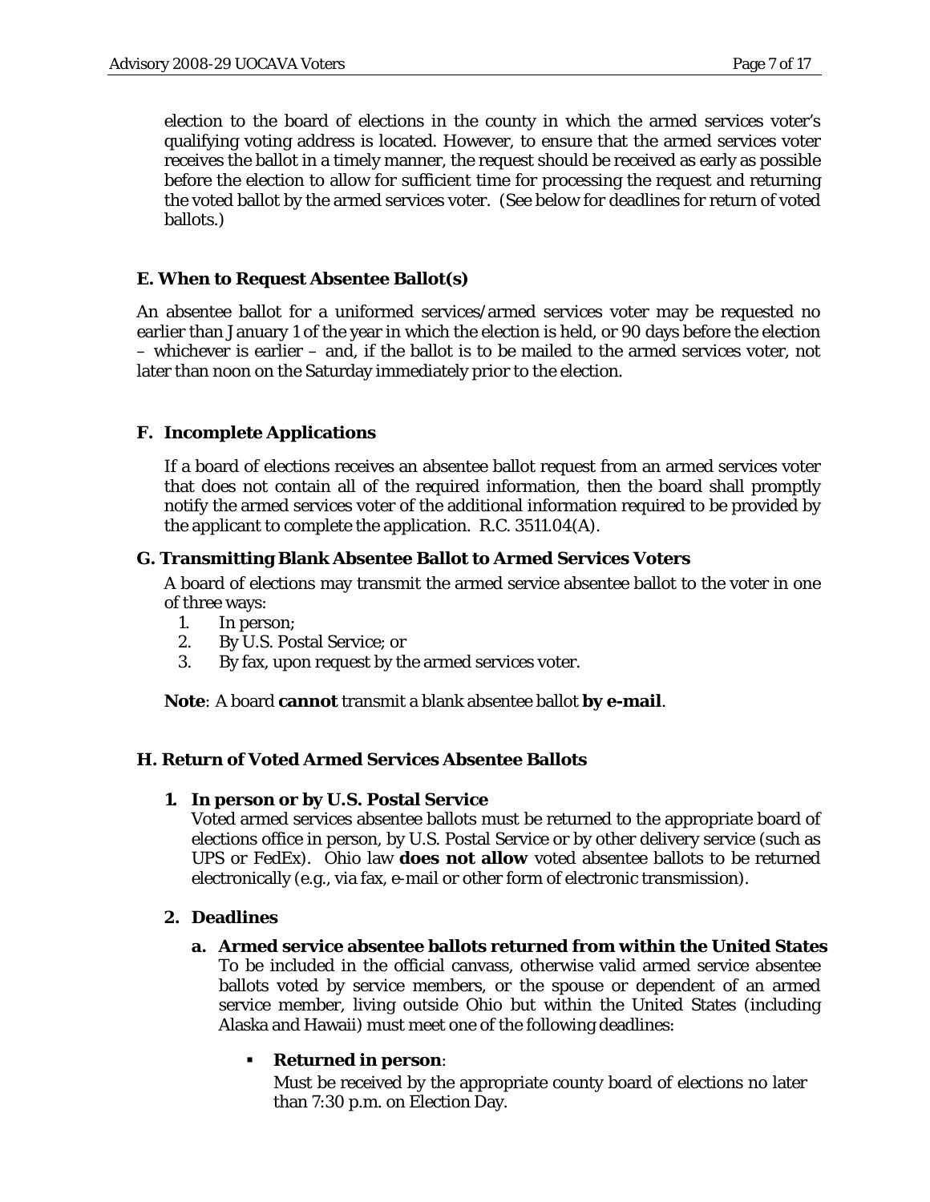election to the board of elections in the county in which the armed services voter's qualifying voting address is located. However, to ensure that the armed services voter receives the ballot in a timely manner, the request should be received as early as possible before the election to allow for sufficient time for processing the request and returning the voted ballot by the armed services voter. (See below for deadlines for return of voted ballots.)

### E. When to Request Absentee Ballot(s)

An absentee ballot for a uniformed services/armed services voter may be requested no earlier than January 1 of the year in which the election is held, or 90 days before the election – whichever is earlier – and, if the ballot is to be mailed to the armed services voter, not later than noon on the Saturday immediately prior to the election.

### F. Incomplete Applications

If a board of elections receives an absentee ballot request from an armed services voter that does not contain all of the required information, then the board shall promptly notify the armed services voter of the additional information required to be provided by the applicant to complete the application. R.C. 3511.04(A).

### G. Transmitting Blank Absentee Ballot to Armed Services Voters

A board of elections may transmit the armed service absentee ballot to the voter in one of three ways:

1. In person;
2. By U.S. Postal Service; or
3. By fax, upon request by the armed services voter.

**Note**: A board **cannot** transmit a blank absentee ballot **by e-mail**.

### H. Return of Voted Armed Services Absentee Ballots

#### 1. In person or by U.S. Postal Service

Voted armed services absentee ballots must be returned to the appropriate board of elections office in person, by U.S. Postal Service or by other delivery service (such as UPS or FedEx). Ohio law **does not allow** voted absentee ballots to be returned electronically (e.g., via fax, e-mail or other form of electronic transmission).

#### 2. Deadlines

**a. Armed service absentee ballots returned from within the United States**

To be included in the official canvass, otherwise valid armed service absentee ballots voted by service members, or the spouse or dependent of an armed service member, living outside Ohio but within the United States (including Alaska and Hawaii) must meet one of the following deadlines:

- **Returned in person**:

  Must be received by the appropriate county board of elections no later than 7:30 p.m. on Election Day.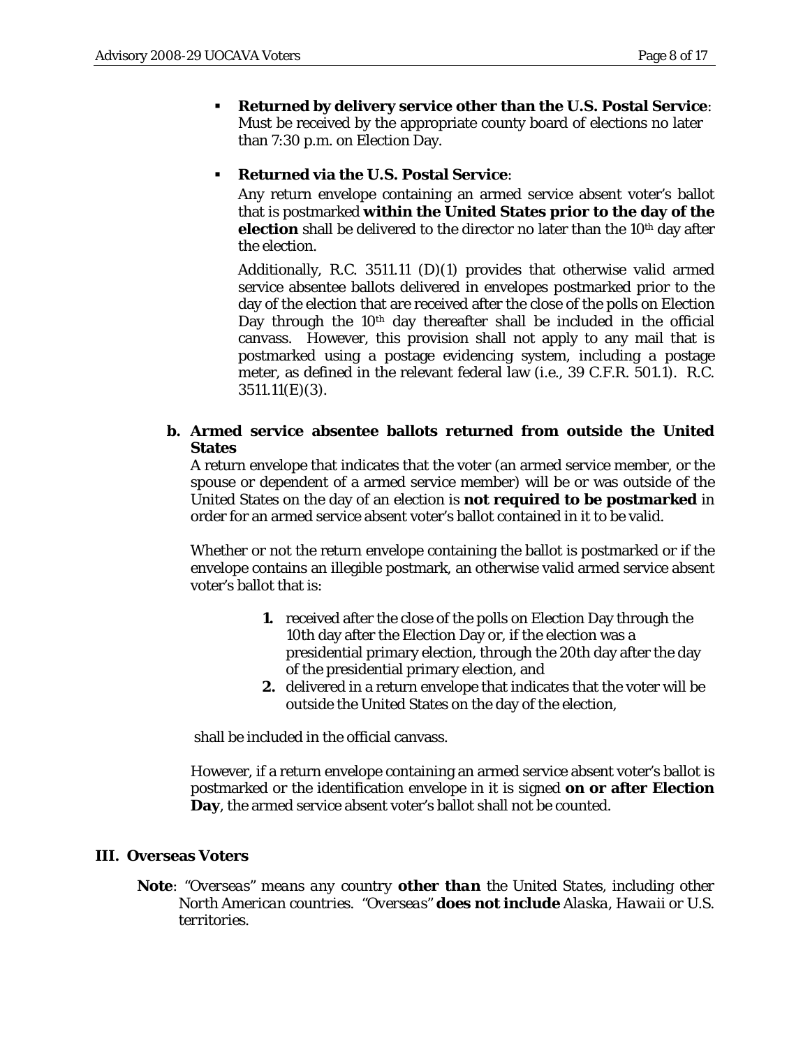- **Returned by delivery service other than the U.S. Postal Service**: Must be received by the appropriate county board of elections no later than 7:30 p.m. on Election Day.

- **Returned via the U.S. Postal Service**:

  Any return envelope containing an armed service absent voter's ballot that is postmarked **within the United States prior to the day of the election** shall be delivered to the director no later than the 10th day after the election.

  Additionally, R.C. 3511.11 (D)(1) provides that otherwise valid armed service absentee ballots delivered in envelopes postmarked prior to the day of the election that are received after the close of the polls on Election Day through the 10th day thereafter shall be included in the official canvass. However, this provision shall not apply to any mail that is postmarked using a postage evidencing system, including a postage meter, as defined in the relevant federal law (i.e., 39 C.F.R. 501.1). R.C. 3511.11(E)(3).

**b. Armed service absentee ballots returned from outside the United States**

A return envelope that indicates that the voter (an armed service member, or the spouse or dependent of a armed service member) will be or was outside of the United States on the day of an election is **not required to be postmarked** in order for an armed service absent voter's ballot contained in it to be valid.

Whether or not the return envelope containing the ballot is postmarked or if the envelope contains an illegible postmark, an otherwise valid armed service absent voter's ballot that is:

1. received after the close of the polls on Election Day through the 10th day after the Election Day or, if the election was a presidential primary election, through the 20th day after the day of the presidential primary election, and
2. delivered in a return envelope that indicates that the voter will be outside the United States on the day of the election,

shall be included in the official canvass.

However, if a return envelope containing an armed service absent voter's ballot is postmarked or the identification envelope in it is signed **on or after Election Day**, the armed service absent voter's ballot shall not be counted.

## III. Overseas Voters

**Note**: *"Overseas" means any country* ***other than*** *the United States, including other North American countries. "Overseas"* ***does not include*** *Alaska, Hawaii or U.S. territories.*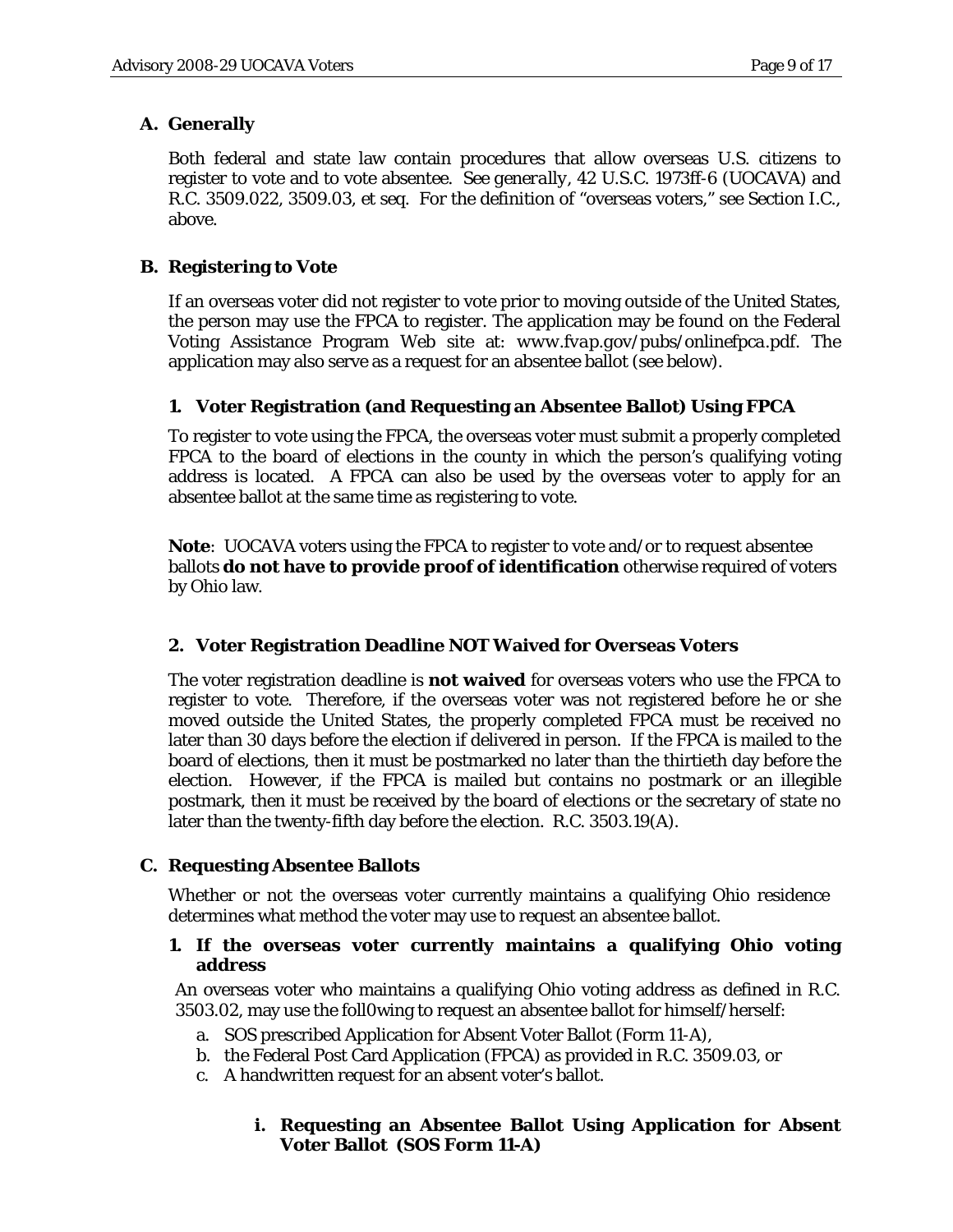### A. Generally

Both federal and state law contain procedures that allow overseas U.S. citizens to register to vote and to vote absentee. *See generally*, 42 U.S.C. 1973ff-6 (UOCAVA) and R.C. 3509.022, 3509.03, et seq. For the definition of "overseas voters," see Section I.C., above.

### B. Registering to Vote

If an overseas voter did not register to vote prior to moving outside of the United States, the person may use the FPCA to register. The application may be found on the Federal Voting Assistance Program Web site at: *www.fvap.gov/pubs/onlinefpca.pdf*. The application may also serve as a request for an absentee ballot (see below).

#### 1. Voter Registration (and Requesting an Absentee Ballot) Using FPCA

To register to vote using the FPCA, the overseas voter must submit a properly completed FPCA to the board of elections in the county in which the person's qualifying voting address is located. A FPCA can also be used by the overseas voter to apply for an absentee ballot at the same time as registering to vote.

**Note**: UOCAVA voters using the FPCA to register to vote and/or to request absentee ballots **do not have to provide proof of identification** otherwise required of voters by Ohio law.

#### 2. Voter Registration Deadline NOT Waived for Overseas Voters

The voter registration deadline is **not waived** for overseas voters who use the FPCA to register to vote. Therefore, if the overseas voter was not registered before he or she moved outside the United States, the properly completed FPCA must be received no later than 30 days before the election if delivered in person. If the FPCA is mailed to the board of elections, then it must be postmarked no later than the thirtieth day before the election. However, if the FPCA is mailed but contains no postmark or an illegible postmark, then it must be received by the board of elections or the secretary of state no later than the twenty-fifth day before the election. R.C. 3503.19(A).

### C. Requesting Absentee Ballots

Whether or not the overseas voter currently maintains a qualifying Ohio residence determines what method the voter may use to request an absentee ballot.

#### 1. If the overseas voter currently maintains a qualifying Ohio voting address

An overseas voter who maintains a qualifying Ohio voting address as defined in R.C. 3503.02, may use the foll0wing to request an absentee ballot for himself/herself:

a. SOS prescribed Application for Absent Voter Ballot (Form 11-A),
b. the Federal Post Card Application (FPCA) as provided in R.C. 3509.03, or
c. A handwritten request for an absent voter's ballot.

##### i. Requesting an Absentee Ballot Using Application for Absent Voter Ballot (SOS Form 11-A)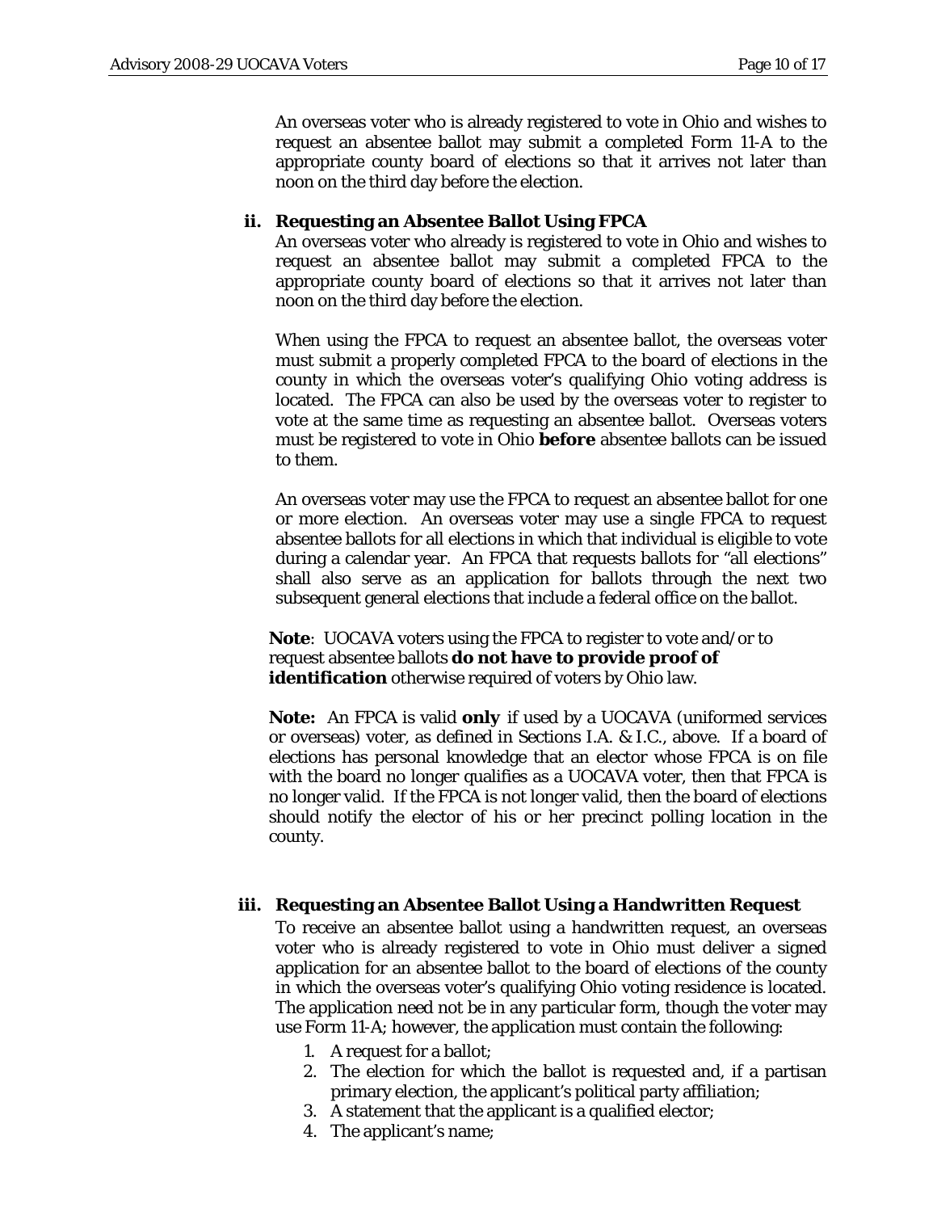An overseas voter who is already registered to vote in Ohio and wishes to request an absentee ballot may submit a completed Form 11-A to the appropriate county board of elections so that it arrives not later than noon on the third day before the election.

### ii. Requesting an Absentee Ballot Using FPCA

An overseas voter who already is registered to vote in Ohio and wishes to request an absentee ballot may submit a completed FPCA to the appropriate county board of elections so that it arrives not later than noon on the third day before the election.

When using the FPCA to request an absentee ballot, the overseas voter must submit a properly completed FPCA to the board of elections in the county in which the overseas voter's qualifying Ohio voting address is located. The FPCA can also be used by the overseas voter to register to vote at the same time as requesting an absentee ballot. Overseas voters must be registered to vote in Ohio **before** absentee ballots can be issued to them.

An overseas voter may use the FPCA to request an absentee ballot for one or more election. An overseas voter may use a single FPCA to request absentee ballots for all elections in which that individual is eligible to vote during a calendar year. An FPCA that requests ballots for "all elections" shall also serve as an application for ballots through the next two subsequent general elections that include a federal office on the ballot.

**Note**: UOCAVA voters using the FPCA to register to vote and/or to request absentee ballots **do not have to provide proof of identification** otherwise required of voters by Ohio law.

**Note:** An FPCA is valid **only** if used by a UOCAVA (uniformed services or overseas) voter, as defined in Sections I.A. & I.C., above. If a board of elections has personal knowledge that an elector whose FPCA is on file with the board no longer qualifies as a UOCAVA voter, then that FPCA is no longer valid. If the FPCA is not longer valid, then the board of elections should notify the elector of his or her precinct polling location in the county.

### iii. Requesting an Absentee Ballot Using a Handwritten Request

To receive an absentee ballot using a handwritten request, an overseas voter who is already registered to vote in Ohio must deliver a signed application for an absentee ballot to the board of elections of the county in which the overseas voter's qualifying Ohio voting residence is located. The application need not be in any particular form, though the voter may use Form 11-A; however, the application must contain the following:

1. A request for a ballot;
2. The election for which the ballot is requested and, if a partisan primary election, the applicant's political party affiliation;
3. A statement that the applicant is a qualified elector;
4. The applicant's name;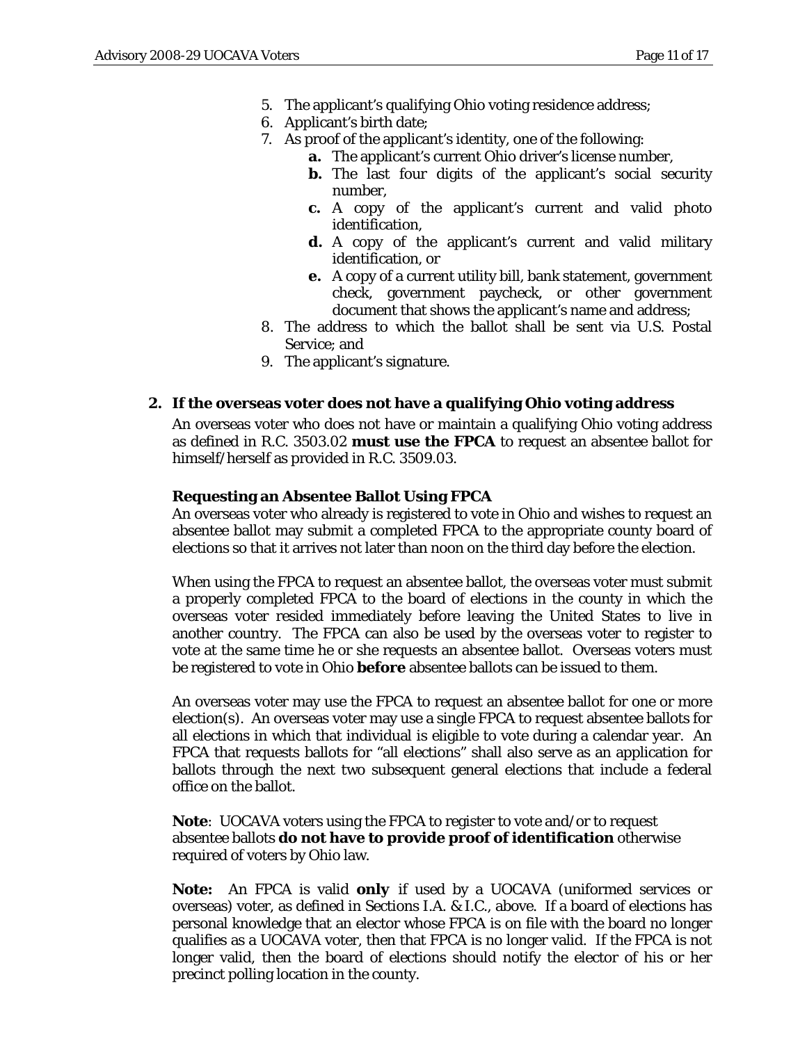5. The applicant's qualifying Ohio voting residence address;
6. Applicant's birth date;
7. As proof of the applicant's identity, one of the following:
    - **a.** The applicant's current Ohio driver's license number,
    - **b.** The last four digits of the applicant's social security number,
    - **c.** A copy of the applicant's current and valid photo identification,
    - **d.** A copy of the applicant's current and valid military identification, or
    - **e.** A copy of a current utility bill, bank statement, government check, government paycheck, or other government document that shows the applicant's name and address;
8. The address to which the ballot shall be sent via U.S. Postal Service; and
9. The applicant's signature.

**2. If the overseas voter does not have a qualifying Ohio voting address**

An overseas voter who does not have or maintain a qualifying Ohio voting address as defined in R.C. 3503.02 **must use the FPCA** to request an absentee ballot for himself/herself as provided in R.C. 3509.03.

**Requesting an Absentee Ballot Using FPCA**

An overseas voter who already is registered to vote in Ohio and wishes to request an absentee ballot may submit a completed FPCA to the appropriate county board of elections so that it arrives not later than noon on the third day before the election.

When using the FPCA to request an absentee ballot, the overseas voter must submit a properly completed FPCA to the board of elections in the county in which the overseas voter resided immediately before leaving the United States to live in another country. The FPCA can also be used by the overseas voter to register to vote at the same time he or she requests an absentee ballot. Overseas voters must be registered to vote in Ohio **before** absentee ballots can be issued to them.

An overseas voter may use the FPCA to request an absentee ballot for one or more election(s). An overseas voter may use a single FPCA to request absentee ballots for all elections in which that individual is eligible to vote during a calendar year. An FPCA that requests ballots for "all elections" shall also serve as an application for ballots through the next two subsequent general elections that include a federal office on the ballot.

**Note**: UOCAVA voters using the FPCA to register to vote and/or to request absentee ballots **do not have to provide proof of identification** otherwise required of voters by Ohio law.

**Note:** An FPCA is valid **only** if used by a UOCAVA (uniformed services or overseas) voter, as defined in Sections I.A. & I.C., above. If a board of elections has personal knowledge that an elector whose FPCA is on file with the board no longer qualifies as a UOCAVA voter, then that FPCA is no longer valid. If the FPCA is not longer valid, then the board of elections should notify the elector of his or her precinct polling location in the county.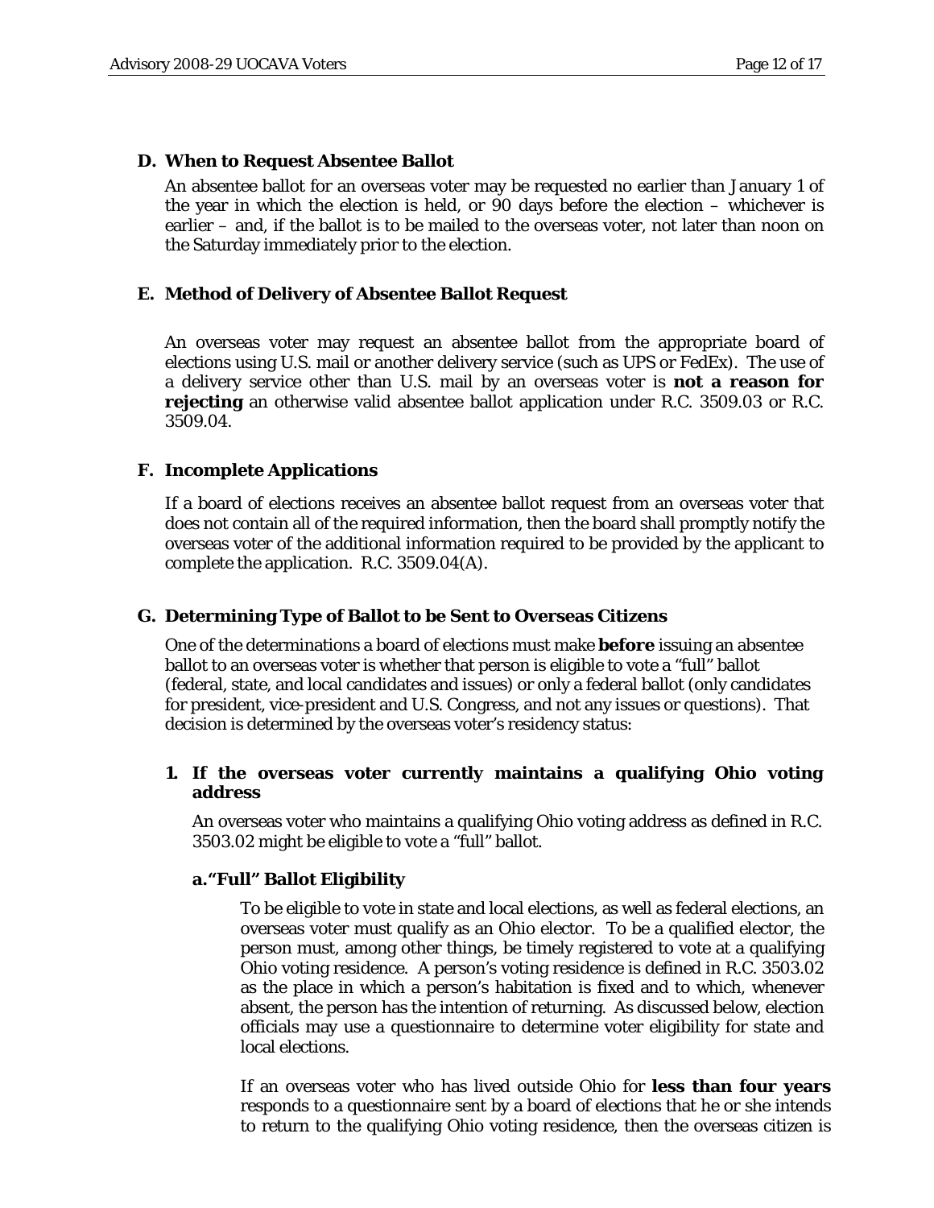## D. When to Request Absentee Ballot

An absentee ballot for an overseas voter may be requested no earlier than January 1 of the year in which the election is held, or 90 days before the election – whichever is earlier – and, if the ballot is to be mailed to the overseas voter, not later than noon on the Saturday immediately prior to the election.

## E. Method of Delivery of Absentee Ballot Request

An overseas voter may request an absentee ballot from the appropriate board of elections using U.S. mail or another delivery service (such as UPS or FedEx). The use of a delivery service other than U.S. mail by an overseas voter is **not a reason for rejecting** an otherwise valid absentee ballot application under R.C. 3509.03 or R.C. 3509.04.

## F. Incomplete Applications

If a board of elections receives an absentee ballot request from an overseas voter that does not contain all of the required information, then the board shall promptly notify the overseas voter of the additional information required to be provided by the applicant to complete the application. R.C. 3509.04(A).

## G. Determining Type of Ballot to be Sent to Overseas Citizens

One of the determinations a board of elections must make **before** issuing an absentee ballot to an overseas voter is whether that person is eligible to vote a "full" ballot (federal, state, and local candidates and issues) or only a federal ballot (only candidates for president, vice-president and U.S. Congress, and not any issues or questions). That decision is determined by the overseas voter's residency status:

### 1. If the overseas voter currently maintains a qualifying Ohio voting address

An overseas voter who maintains a qualifying Ohio voting address as defined in R.C. 3503.02 might be eligible to vote a "full" ballot.

#### a. "Full" Ballot Eligibility

To be eligible to vote in state and local elections, as well as federal elections, an overseas voter must qualify as an Ohio elector. To be a qualified elector, the person must, among other things, be timely registered to vote at a qualifying Ohio voting residence. A person's voting residence is defined in R.C. 3503.02 as the place in which a person's habitation is fixed and to which, whenever absent, the person has the intention of returning. As discussed below, election officials may use a questionnaire to determine voter eligibility for state and local elections.

If an overseas voter who has lived outside Ohio for **less than four years** responds to a questionnaire sent by a board of elections that he or she intends to return to the qualifying Ohio voting residence, then the overseas citizen is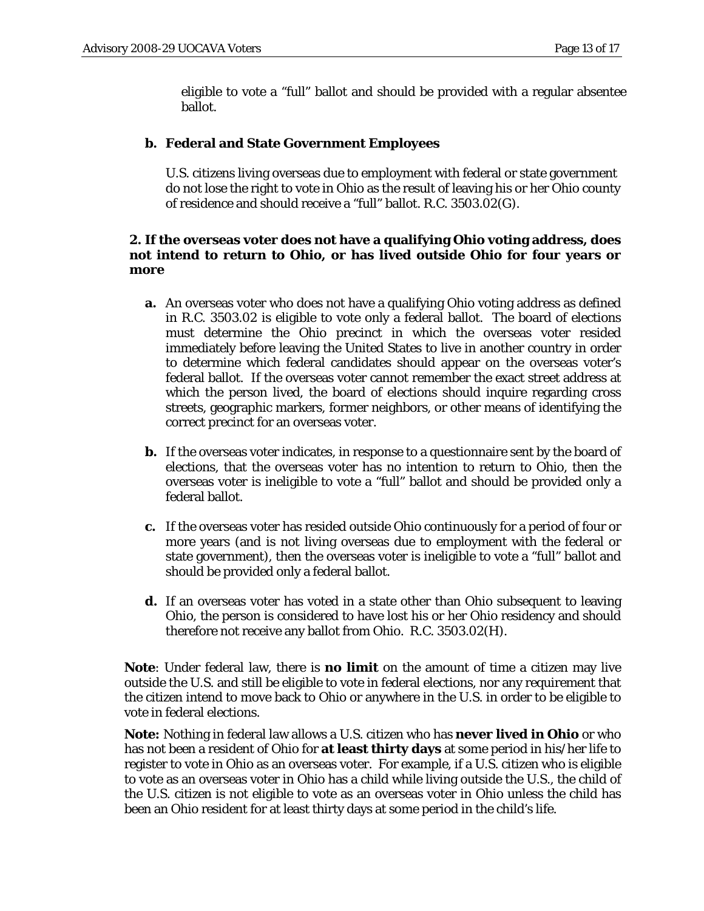eligible to vote a "full" ballot and should be provided with a regular absentee ballot.

**b. Federal and State Government Employees**

U.S. citizens living overseas due to employment with federal or state government do not lose the right to vote in Ohio as the result of leaving his or her Ohio county of residence and should receive a "full" ballot. R.C. 3503.02(G).

**2. If the overseas voter does not have a qualifying Ohio voting address, does not intend to return to Ohio, or has lived outside Ohio for four years or more**

**a.** An overseas voter who does not have a qualifying Ohio voting address as defined in R.C. 3503.02 is eligible to vote only a federal ballot. The board of elections must determine the Ohio precinct in which the overseas voter resided immediately before leaving the United States to live in another country in order to determine which federal candidates should appear on the overseas voter's federal ballot. If the overseas voter cannot remember the exact street address at which the person lived, the board of elections should inquire regarding cross streets, geographic markers, former neighbors, or other means of identifying the correct precinct for an overseas voter.

**b.** If the overseas voter indicates, in response to a questionnaire sent by the board of elections, that the overseas voter has no intention to return to Ohio, then the overseas voter is ineligible to vote a "full" ballot and should be provided only a federal ballot.

**c.** If the overseas voter has resided outside Ohio continuously for a period of four or more years (and is not living overseas due to employment with the federal or state government), then the overseas voter is ineligible to vote a "full" ballot and should be provided only a federal ballot.

**d.** If an overseas voter has voted in a state other than Ohio subsequent to leaving Ohio, the person is considered to have lost his or her Ohio residency and should therefore not receive any ballot from Ohio. R.C. 3503.02(H).

**Note**: Under federal law, there is **no limit** on the amount of time a citizen may live outside the U.S. and still be eligible to vote in federal elections, nor any requirement that the citizen intend to move back to Ohio or anywhere in the U.S. in order to be eligible to vote in federal elections.

**Note:** Nothing in federal law allows a U.S. citizen who has **never lived in Ohio** or who has not been a resident of Ohio for **at least thirty days** at some period in his/her life to register to vote in Ohio as an overseas voter. For example, if a U.S. citizen who is eligible to vote as an overseas voter in Ohio has a child while living outside the U.S., the child of the U.S. citizen is not eligible to vote as an overseas voter in Ohio unless the child has been an Ohio resident for at least thirty days at some period in the child's life.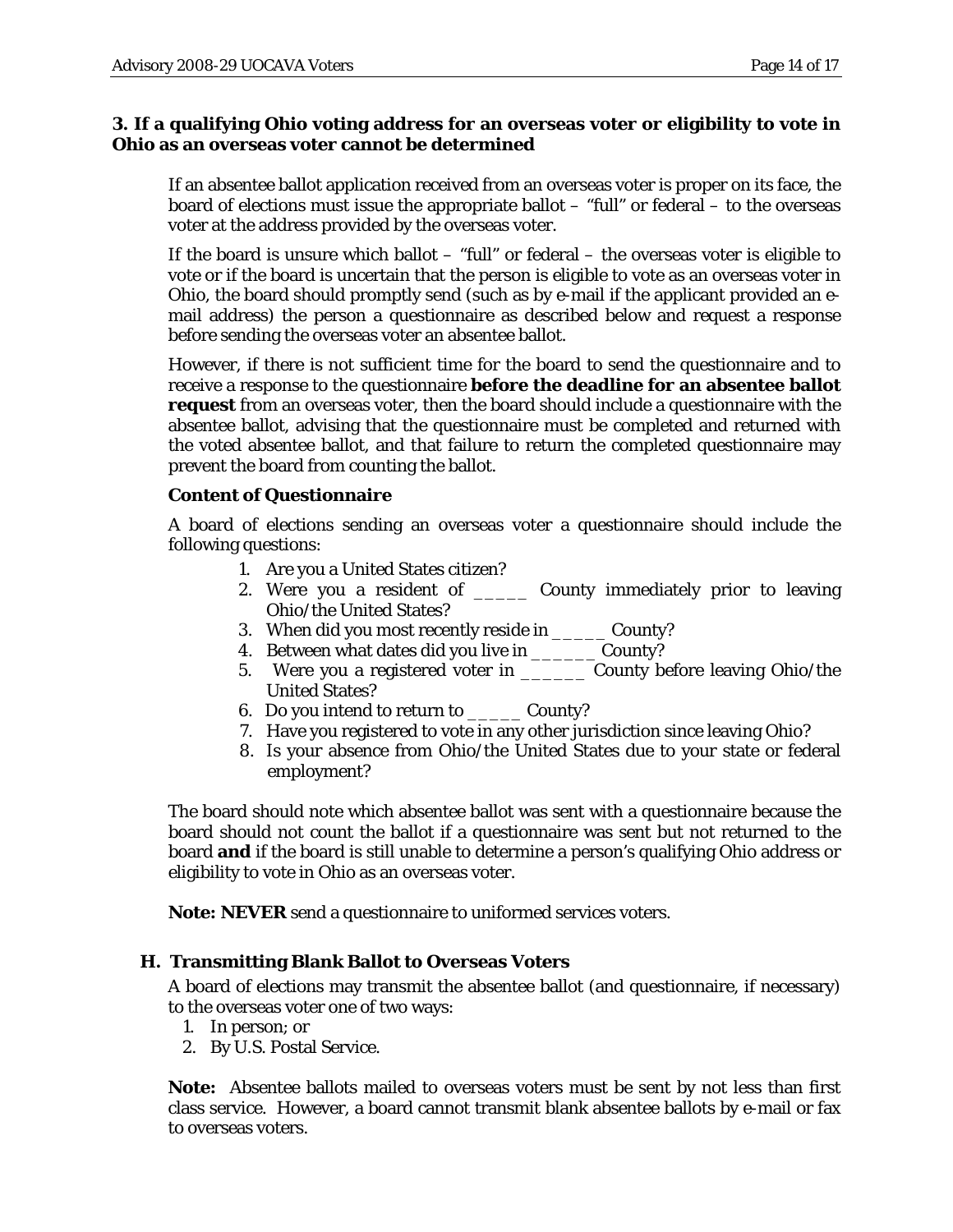**3. If a qualifying Ohio voting address for an overseas voter or eligibility to vote in Ohio as an overseas voter cannot be determined**

If an absentee ballot application received from an overseas voter is proper on its face, the board of elections must issue the appropriate ballot – "full" or federal – to the overseas voter at the address provided by the overseas voter.

If the board is unsure which ballot – "full" or federal – the overseas voter is eligible to vote or if the board is uncertain that the person is eligible to vote as an overseas voter in Ohio, the board should promptly send (such as by e-mail if the applicant provided an e-mail address) the person a questionnaire as described below and request a response before sending the overseas voter an absentee ballot.

However, if there is not sufficient time for the board to send the questionnaire and to receive a response to the questionnaire **before the deadline for an absentee ballot request** from an overseas voter, then the board should include a questionnaire with the absentee ballot, advising that the questionnaire must be completed and returned with the voted absentee ballot, and that failure to return the completed questionnaire may prevent the board from counting the ballot.

**Content of Questionnaire**

A board of elections sending an overseas voter a questionnaire should include the following questions:

1. Are you a United States citizen?
2. Were you a resident of _____ County immediately prior to leaving Ohio/the United States?
3. When did you most recently reside in _____ County?
4. Between what dates did you live in ______ County?
5. Were you a registered voter in ______ County before leaving Ohio/the United States?
6. Do you intend to return to _____ County?
7. Have you registered to vote in any other jurisdiction since leaving Ohio?
8. Is your absence from Ohio/the United States due to your state or federal employment?

The board should note which absentee ballot was sent with a questionnaire because the board should not count the ballot if a questionnaire was sent but not returned to the board **and** if the board is still unable to determine a person's qualifying Ohio address or eligibility to vote in Ohio as an overseas voter.

**Note: NEVER** send a questionnaire to uniformed services voters.

**H. Transmitting Blank Ballot to Overseas Voters**

A board of elections may transmit the absentee ballot (and questionnaire, if necessary) to the overseas voter one of two ways:

1. In person; or
2. By U.S. Postal Service.

**Note:** Absentee ballots mailed to overseas voters must be sent by not less than first class service. However, a board cannot transmit blank absentee ballots by e-mail or fax to overseas voters.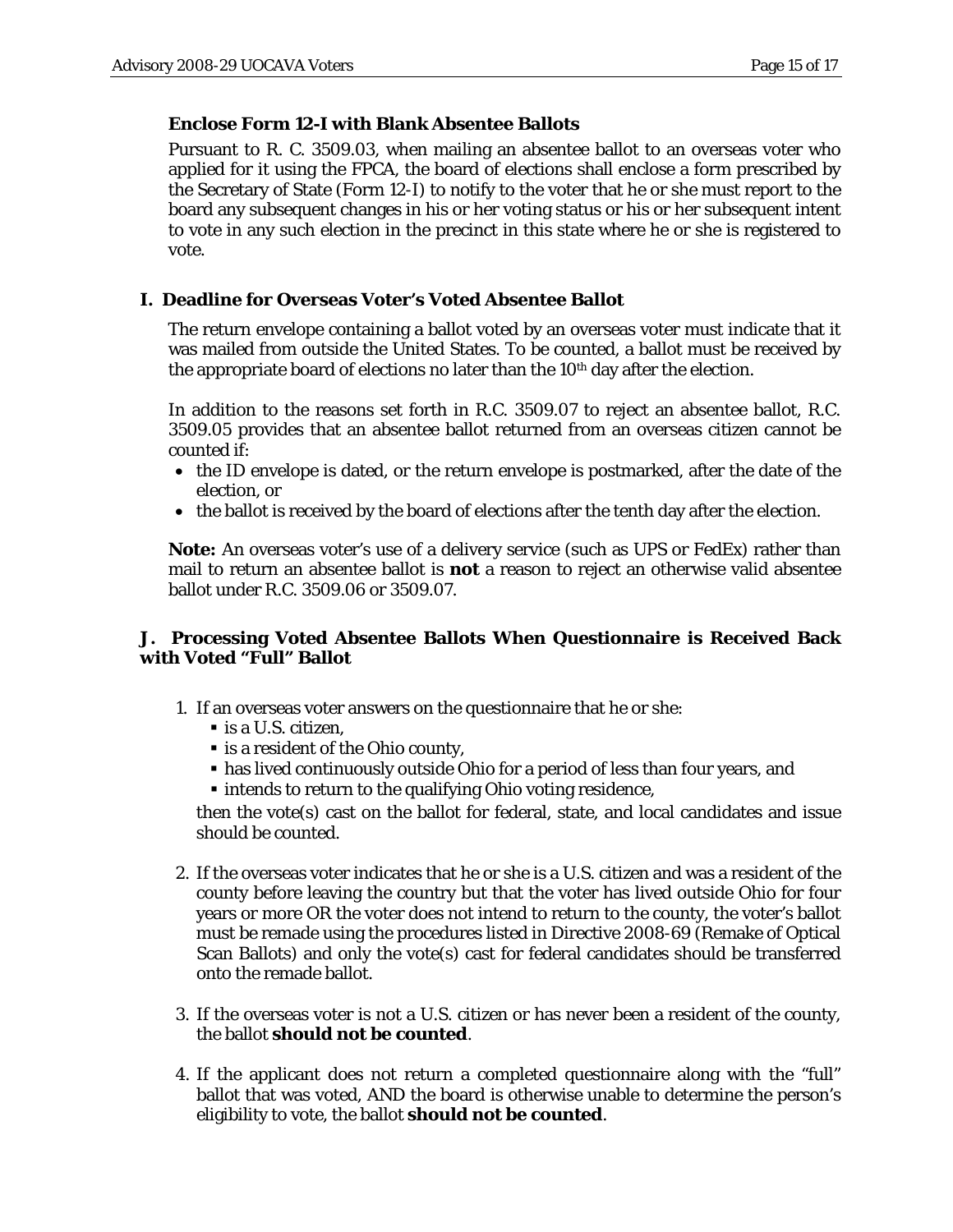### Enclose Form 12-I with Blank Absentee Ballots

Pursuant to R. C. 3509.03, when mailing an absentee ballot to an overseas voter who applied for it using the FPCA, the board of elections shall enclose a form prescribed by the Secretary of State (Form 12-I) to notify to the voter that he or she must report to the board any subsequent changes in his or her voting status or his or her subsequent intent to vote in any such election in the precinct in this state where he or she is registered to vote.

## I. Deadline for Overseas Voter's Voted Absentee Ballot

The return envelope containing a ballot voted by an overseas voter must indicate that it was mailed from outside the United States. To be counted, a ballot must be received by the appropriate board of elections no later than the 10th day after the election.

In addition to the reasons set forth in R.C. 3509.07 to reject an absentee ballot, R.C. 3509.05 provides that an absentee ballot returned from an overseas citizen cannot be counted if:

- the ID envelope is dated, or the return envelope is postmarked, after the date of the election, or
- the ballot is received by the board of elections after the tenth day after the election.

**Note:** An overseas voter's use of a delivery service (such as UPS or FedEx) rather than mail to return an absentee ballot is **not** a reason to reject an otherwise valid absentee ballot under R.C. 3509.06 or 3509.07.

## J. Processing Voted Absentee Ballots When Questionnaire is Received Back with Voted "Full" Ballot

1. If an overseas voter answers on the questionnaire that he or she:
   - is a U.S. citizen,
   - is a resident of the Ohio county,
   - has lived continuously outside Ohio for a period of less than four years, and
   - intends to return to the qualifying Ohio voting residence,

   then the vote(s) cast on the ballot for federal, state, and local candidates and issue should be counted.

2. If the overseas voter indicates that he or she is a U.S. citizen and was a resident of the county before leaving the country but that the voter has lived outside Ohio for four years or more OR the voter does not intend to return to the county, the voter's ballot must be remade using the procedures listed in Directive 2008-69 (Remake of Optical Scan Ballots) and only the vote(s) cast for federal candidates should be transferred onto the remade ballot.

3. If the overseas voter is not a U.S. citizen or has never been a resident of the county, the ballot **should not be counted**.

4. If the applicant does not return a completed questionnaire along with the "full" ballot that was voted, AND the board is otherwise unable to determine the person's eligibility to vote, the ballot **should not be counted**.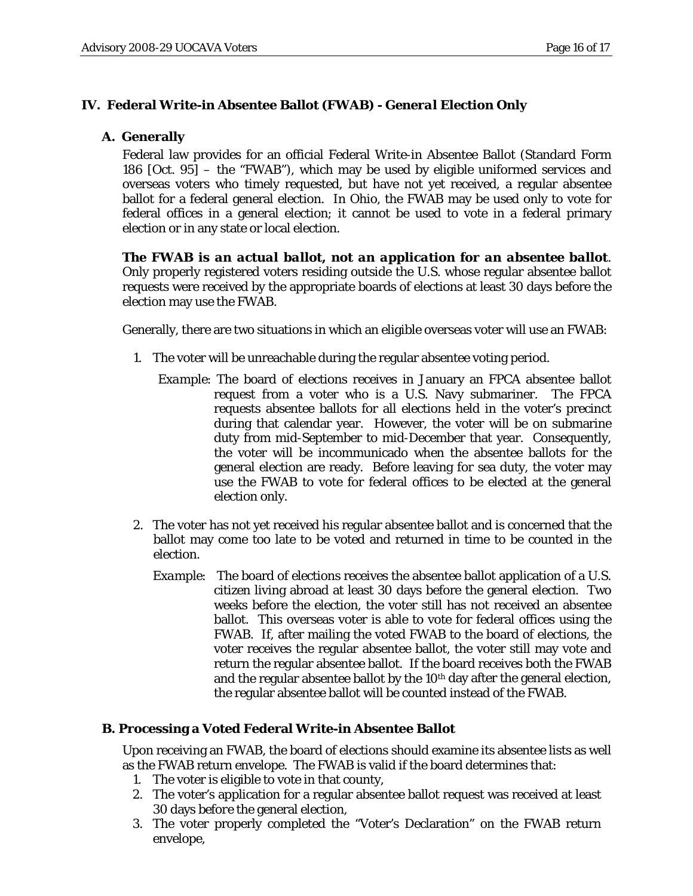## IV. Federal Write-in Absentee Ballot (FWAB) - *General Election Only*

### A. Generally

Federal law provides for an official Federal Write-in Absentee Ballot (Standard Form 186 [Oct. 95] – the "FWAB"), which may be used by eligible uniformed services and overseas voters who timely requested, but have not yet received, a regular absentee ballot for a federal general election. In Ohio, the FWAB may be used only to vote for federal offices in a general election; it cannot be used to vote in a federal primary election or in any state or local election.

***The FWAB is an actual ballot, not an application for an absentee ballot***. Only properly registered voters residing outside the U.S. whose regular absentee ballot requests were received by the appropriate boards of elections at least 30 days before the election may use the FWAB.

Generally, there are two situations in which an eligible overseas voter will use an FWAB:

1. The voter will be unreachable during the regular absentee voting period.

   *Example*: The board of elections receives in January an FPCA absentee ballot request from a voter who is a U.S. Navy submariner. The FPCA requests absentee ballots for all elections held in the voter's precinct during that calendar year. However, the voter will be on submarine duty from mid-September to mid-December that year. Consequently, the voter will be incommunicado when the absentee ballots for the general election are ready. Before leaving for sea duty, the voter may use the FWAB to vote for federal offices to be elected at the general election only.

2. The voter has not yet received his regular absentee ballot and is concerned that the ballot may come too late to be voted and returned in time to be counted in the election.

   *Example*: The board of elections receives the absentee ballot application of a U.S. citizen living abroad at least 30 days before the general election. Two weeks before the election, the voter still has not received an absentee ballot. This overseas voter is able to vote for federal offices using the FWAB. If, after mailing the voted FWAB to the board of elections, the voter receives the regular absentee ballot, the voter still may vote and return the regular absentee ballot. If the board receives both the FWAB and the regular absentee ballot by the 10th day after the general election, the regular absentee ballot will be counted instead of the FWAB.

### B. Processing a Voted Federal Write-in Absentee Ballot

Upon receiving an FWAB, the board of elections should examine its absentee lists as well as the FWAB return envelope. The FWAB is valid if the board determines that:

1. The voter is eligible to vote in that county,
2. The voter's application for a regular absentee ballot request was received at least 30 days before the general election,
3. The voter properly completed the "Voter's Declaration" on the FWAB return envelope,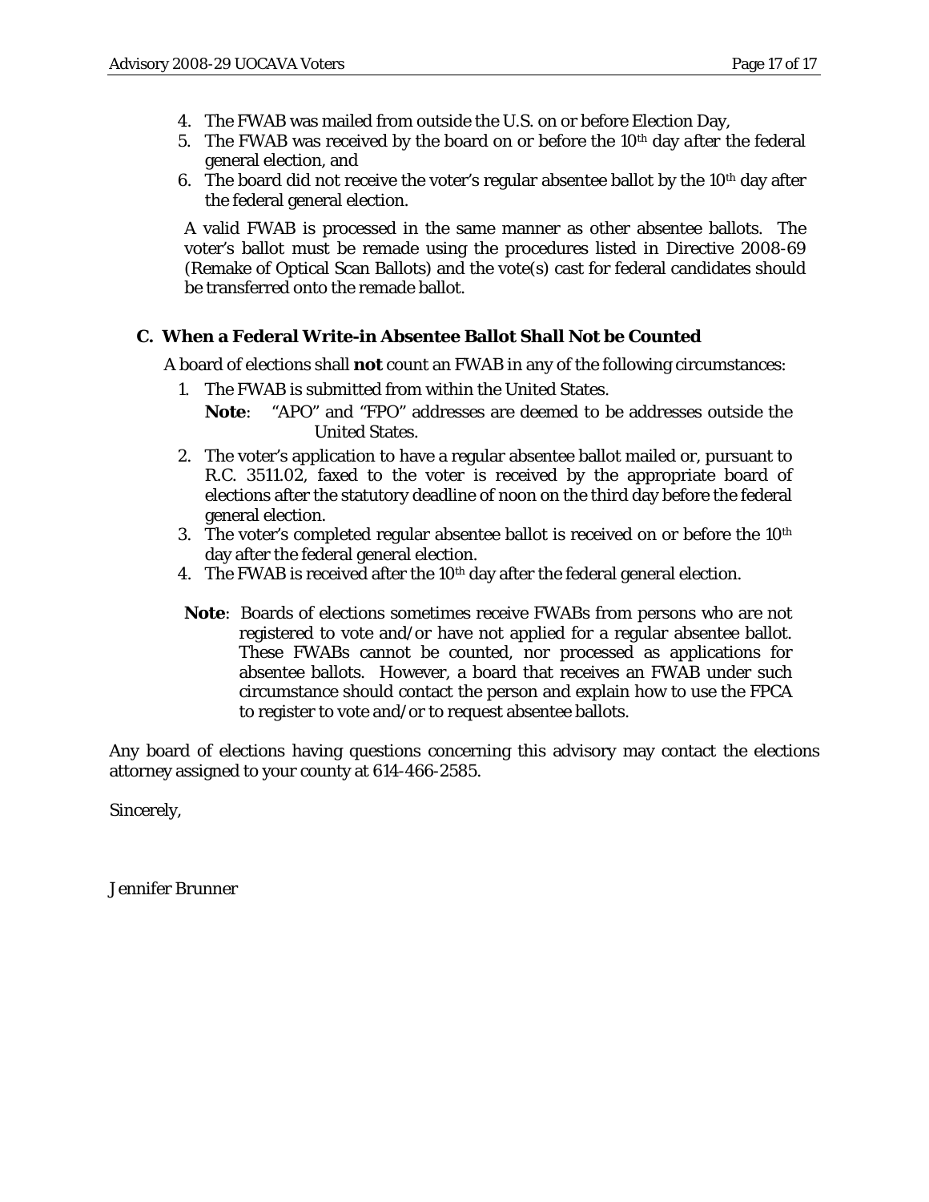4. The FWAB was mailed from outside the U.S. on or before Election Day,
5. The FWAB was received by the board on or before the 10th day *after* the federal general election, and
6. The board did not receive the voter's regular absentee ballot by the 10th day after the federal general election.

A valid FWAB is processed in the same manner as other absentee ballots. The voter's ballot must be remade using the procedures listed in Directive 2008-69 (Remake of Optical Scan Ballots) and the vote(s) cast for federal candidates should be transferred onto the remade ballot.

### C. When a Federal Write-in Absentee Ballot Shall Not be Counted

A board of elections shall **not** count an FWAB in any of the following circumstances:

1. The FWAB is submitted from within the United States.

   **Note**: "APO" and "FPO" addresses are deemed to be addresses outside the United States.

2. The voter's application to have a regular absentee ballot mailed or, pursuant to R.C. 3511.02, faxed to the voter is received by the appropriate board of elections after the statutory deadline of noon on the third day before the federal general election.
3. The voter's completed regular absentee ballot is received on or before the 10th day after the federal general election.
4. The FWAB is received after the 10th day after the federal general election.

**Note**: Boards of elections sometimes receive FWABs from persons who are not registered to vote and/or have not applied for a regular absentee ballot. These FWABs cannot be counted, nor processed as applications for absentee ballots. However, a board that receives an FWAB under such circumstance should contact the person and explain how to use the FPCA to register to vote and/or to request absentee ballots.

Any board of elections having questions concerning this advisory may contact the elections attorney assigned to your county at 614-466-2585.

Sincerely,

Jennifer Brunner